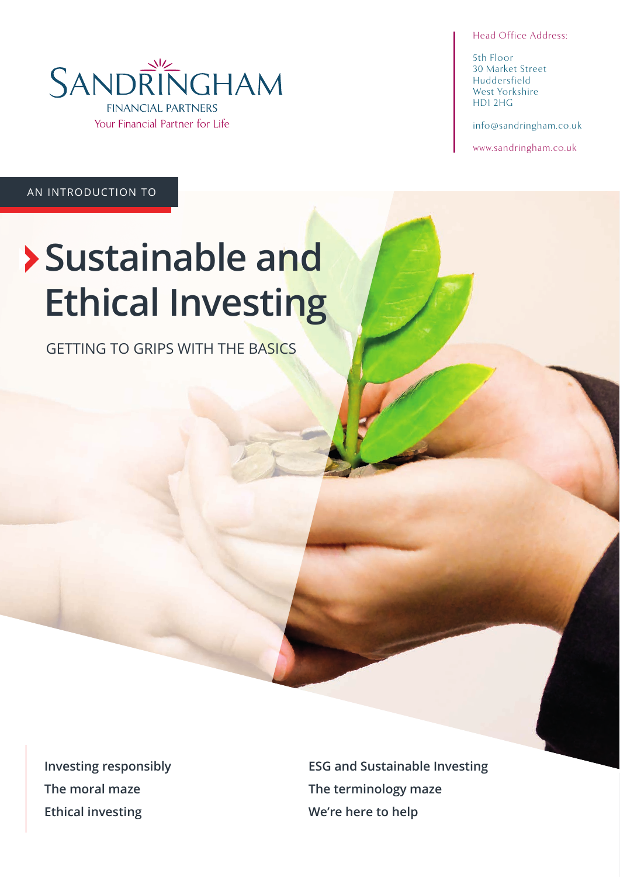SANDRINGHAM
FINANCIAL PARTNERS
Your Financial Partner for Life

Head Office Address:

5th Floor
30 Market Street
Huddersfield
West Yorkshire
HD1 2HG

info@sandringham.co.uk

www.sandringham.co.uk

AN INTRODUCTION TO

# Sustainable and Ethical Investing

GETTING TO GRIPS WITH THE BASICS

**Investing responsibly**

**The moral maze**

**Ethical investing**

**ESG and Sustainable Investing**

**The terminology maze**

**We're here to help**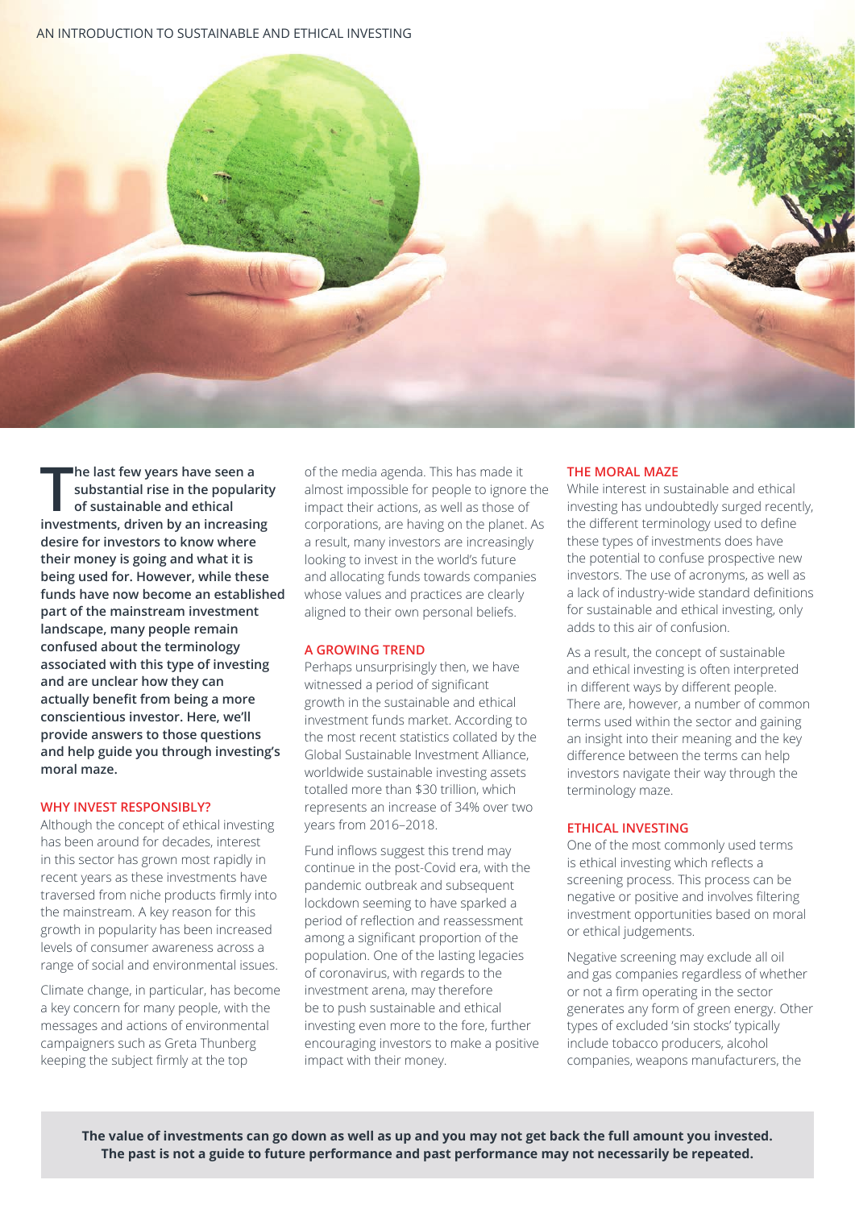**The last few years have seen a substantial rise in the popularity of sustainable and ethical investments, driven by an increasing desire for investors to know where their money is going and what it is being used for. However, while these funds have now become an established part of the mainstream investment landscape, many people remain confused about the terminology associated with this type of investing and are unclear how they can actually benefit from being a more conscientious investor. Here, we'll provide answers to those questions and help guide you through investing's moral maze.**

## WHY INVEST RESPONSIBLY?

Although the concept of ethical investing has been around for decades, interest in this sector has grown most rapidly in recent years as these investments have traversed from niche products firmly into the mainstream. A key reason for this growth in popularity has been increased levels of consumer awareness across a range of social and environmental issues.

Climate change, in particular, has become a key concern for many people, with the messages and actions of environmental campaigners such as Greta Thunberg keeping the subject firmly at the top of the media agenda. This has made it almost impossible for people to ignore the impact their actions, as well as those of corporations, are having on the planet. As a result, many investors are increasingly looking to invest in the world's future and allocating funds towards companies whose values and practices are clearly aligned to their own personal beliefs.

## A GROWING TREND

Perhaps unsurprisingly then, we have witnessed a period of significant growth in the sustainable and ethical investment funds market. According to the most recent statistics collated by the Global Sustainable Investment Alliance, worldwide sustainable investing assets totalled more than $30 trillion, which represents an increase of 34% over two years from 2016–2018.

Fund inflows suggest this trend may continue in the post-Covid era, with the pandemic outbreak and subsequent lockdown seeming to have sparked a period of reflection and reassessment among a significant proportion of the population. One of the lasting legacies of coronavirus, with regards to the investment arena, may therefore be to push sustainable and ethical investing even more to the fore, further encouraging investors to make a positive impact with their money.

## THE MORAL MAZE

While interest in sustainable and ethical investing has undoubtedly surged recently, the different terminology used to define these types of investments does have the potential to confuse prospective new investors. The use of acronyms, as well as a lack of industry-wide standard definitions for sustainable and ethical investing, only adds to this air of confusion.

As a result, the concept of sustainable and ethical investing is often interpreted in different ways by different people. There are, however, a number of common terms used within the sector and gaining an insight into their meaning and the key difference between the terms can help investors navigate their way through the terminology maze.

## ETHICAL INVESTING

One of the most commonly used terms is ethical investing which reflects a screening process. This process can be negative or positive and involves filtering investment opportunities based on moral or ethical judgements.

Negative screening may exclude all oil and gas companies regardless of whether or not a firm operating in the sector generates any form of green energy. Other types of excluded 'sin stocks' typically include tobacco producers, alcohol companies, weapons manufacturers, the

**The value of investments can go down as well as up and you may not get back the full amount you invested. The past is not a guide to future performance and past performance may not necessarily be repeated.**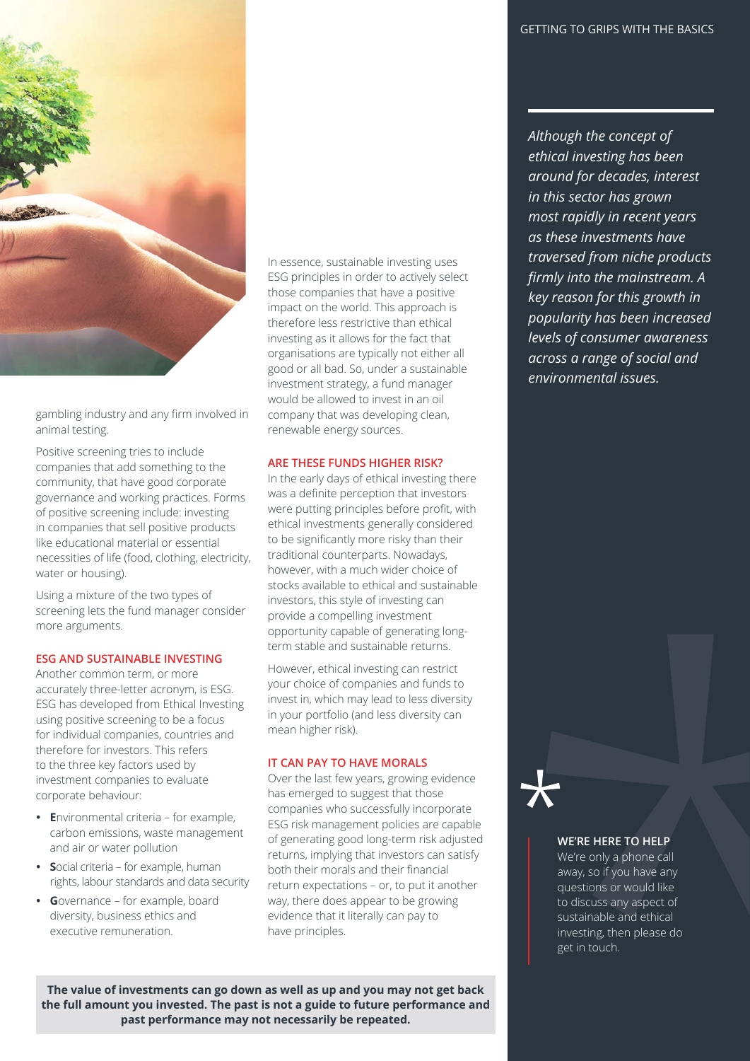gambling industry and any firm involved in animal testing.

Positive screening tries to include companies that add something to the community, that have good corporate governance and working practices. Forms of positive screening include: investing in companies that sell positive products like educational material or essential necessities of life (food, clothing, electricity, water or housing).

Using a mixture of the two types of screening lets the fund manager consider more arguments.

## ESG AND SUSTAINABLE INVESTING

Another common term, or more accurately three-letter acronym, is ESG. ESG has developed from Ethical Investing using positive screening to be a focus for individual companies, countries and therefore for investors. This refers to the three key factors used by investment companies to evaluate corporate behaviour:

- **E**nvironmental criteria – for example, carbon emissions, waste management and air or water pollution
- **S**ocial criteria – for example, human rights, labour standards and data security
- **G**overnance – for example, board diversity, business ethics and executive remuneration.

In essence, sustainable investing uses ESG principles in order to actively select those companies that have a positive impact on the world. This approach is therefore less restrictive than ethical investing as it allows for the fact that organisations are typically not either all good or all bad. So, under a sustainable investment strategy, a fund manager would be allowed to invest in an oil company that was developing clean, renewable energy sources.

## ARE THESE FUNDS HIGHER RISK?

In the early days of ethical investing there was a definite perception that investors were putting principles before profit, with ethical investments generally considered to be significantly more risky than their traditional counterparts. Nowadays, however, with a much wider choice of stocks available to ethical and sustainable investors, this style of investing can provide a compelling investment opportunity capable of generating long-term stable and sustainable returns.

However, ethical investing can restrict your choice of companies and funds to invest in, which may lead to less diversity in your portfolio (and less diversity can mean higher risk).

## IT CAN PAY TO HAVE MORALS

Over the last few years, growing evidence has emerged to suggest that those companies who successfully incorporate ESG risk management policies are capable of generating good long-term risk adjusted returns, implying that investors can satisfy both their morals and their financial return expectations – or, to put it another way, there does appear to be growing evidence that it literally can pay to have principles.

**The value of investments can go down as well as up and you may not get back the full amount you invested. The past is not a guide to future performance and past performance may not necessarily be repeated.**

*Although the concept of ethical investing has been around for decades, interest in this sector has grown most rapidly in recent years as these investments have traversed from niche products firmly into the mainstream. A key reason for this growth in popularity has been increased levels of consumer awareness across a range of social and environmental issues.*

**WE'RE HERE TO HELP**

We're only a phone call away, so if you have any questions or would like to discuss any aspect of sustainable and ethical investing, then please do get in touch.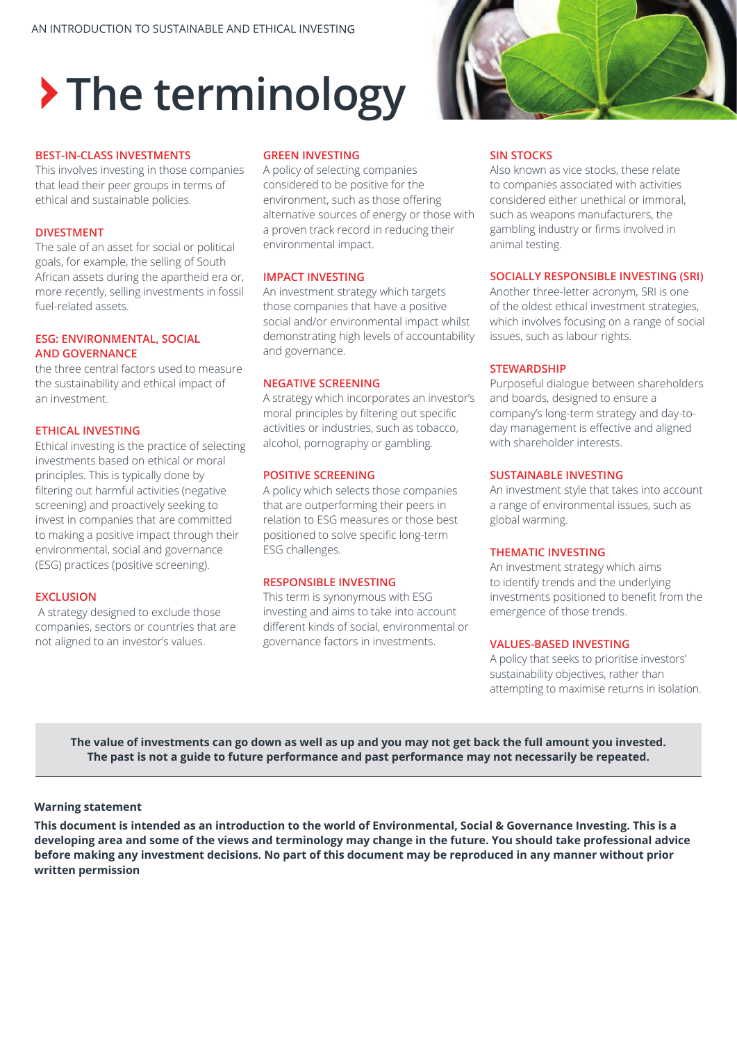# The terminology

### BEST-IN-CLASS INVESTMENTS

This involves investing in those companies that lead their peer groups in terms of ethical and sustainable policies.

### DIVESTMENT

The sale of an asset for social or political goals, for example, the selling of South African assets during the apartheid era or, more recently, selling investments in fossil fuel-related assets.

### ESG: ENVIRONMENTAL, SOCIAL AND GOVERNANCE

the three central factors used to measure the sustainability and ethical impact of an investment.

### ETHICAL INVESTING

Ethical investing is the practice of selecting investments based on ethical or moral principles. This is typically done by filtering out harmful activities (negative screening) and proactively seeking to invest in companies that are committed to making a positive impact through their environmental, social and governance (ESG) practices (positive screening).

### EXCLUSION

A strategy designed to exclude those companies, sectors or countries that are not aligned to an investor's values.

### GREEN INVESTING

A policy of selecting companies considered to be positive for the environment, such as those offering alternative sources of energy or those with a proven track record in reducing their environmental impact.

### IMPACT INVESTING

An investment strategy which targets those companies that have a positive social and/or environmental impact whilst demonstrating high levels of accountability and governance.

### NEGATIVE SCREENING

A strategy which incorporates an investor's moral principles by filtering out specific activities or industries, such as tobacco, alcohol, pornography or gambling.

### POSITIVE SCREENING

A policy which selects those companies that are outperforming their peers in relation to ESG measures or those best positioned to solve specific long-term ESG challenges.

### RESPONSIBLE INVESTING

This term is synonymous with ESG investing and aims to take into account different kinds of social, environmental or governance factors in investments.

### SIN STOCKS

Also known as vice stocks, these relate to companies associated with activities considered either unethical or immoral, such as weapons manufacturers, the gambling industry or firms involved in animal testing.

### SOCIALLY RESPONSIBLE INVESTING (SRI)

Another three-letter acronym, SRI is one of the oldest ethical investment strategies, which involves focusing on a range of social issues, such as labour rights.

### STEWARDSHIP

Purposeful dialogue between shareholders and boards, designed to ensure a company's long-term strategy and day-to-day management is effective and aligned with shareholder interests.

### SUSTAINABLE INVESTING

An investment style that takes into account a range of environmental issues, such as global warming.

### THEMATIC INVESTING

An investment strategy which aims to identify trends and the underlying investments positioned to benefit from the emergence of those trends.

### VALUES-BASED INVESTING

A policy that seeks to prioritise investors' sustainability objectives, rather than attempting to maximise returns in isolation.

**The value of investments can go down as well as up and you may not get back the full amount you invested. The past is not a guide to future performance and past performance may not necessarily be repeated.**

**Warning statement**

**This document is intended as an introduction to the world of Environmental, Social & Governance Investing. This is a developing area and some of the views and terminology may change in the future. You should take professional advice before making any investment decisions. No part of this document may be reproduced in any manner without prior written permission**